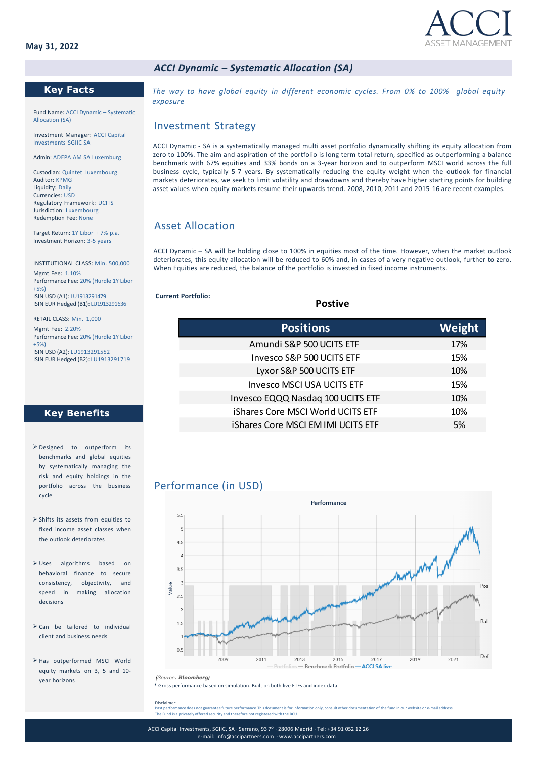May 31, 2022

ACCI ASSET MANAGEMENT

# ACCI Dynamic – Systematic Allocation (SA)

## Key Facts

Fund Name: ACCI Dynamic – Systematic Allocation (SA)

Investment Manager: ACCI Capital Investments SGIIC SA

Admin: ADEPA AM SA Luxemburg

Custodian: Quintet Luxembourg
Auditor: KPMG
Liquidity: Daily
Currencies: USD
Regulatory Framework: UCITS
Jurisdiction: Luxembourg
Redemption Fee: None

Target Return: 1Y Libor + 7% p.a.
Investment Horizon: 3-5 years

INSTITUTIONAL CLASS: Min. 500,000
Mgmt Fee: 1.10%
Performance Fee: 20% (Hurdle 1Y Libor +5%)
ISIN USD (A1): LU1913291479
ISIN EUR Hedged (B1): LU1913291636

RETAIL CLASS: Min. 1,000
Mgmt Fee: 2.20%
Performance Fee: 20% (Hurdle 1Y Libor +5%)
ISIN USD (A2): LU1913291552
ISIN EUR Hedged (B2): LU1913291719

## Key Benefits

- Designed to outperform its benchmarks and global equities by systematically managing the risk and equity holdings in the portfolio across the business cycle
- Shifts its assets from equities to fixed income asset classes when the outlook deteriorates
- Uses algorithms based on behavioral finance to secure consistency, objectivity, and speed in making allocation decisions
- Can be tailored to individual client and business needs
- Has outperformed MSCI World equity markets on 3, 5 and 10-year horizons

*The way to have global equity in different economic cycles. From 0% to 100% global equity exposure*

## Investment Strategy

ACCI Dynamic - SA is a systematically managed multi asset portfolio dynamically shifting its equity allocation from zero to 100%. The aim and aspiration of the portfolio is long term total return, specified as outperforming a balance benchmark with 67% equities and 33% bonds on a 3-year horizon and to outperform MSCI world across the full business cycle, typically 5-7 years. By systematically reducing the equity weight when the outlook for financial markets deteriorates, we seek to limit volatility and drawdowns and thereby have higher starting points for building asset values when equity markets resume their upwards trend. 2008, 2010, 2011 and 2015-16 are recent examples.

## Asset Allocation

ACCI Dynamic – SA will be holding close to 100% in equities most of the time. However, when the market outlook deteriorates, this equity allocation will be reduced to 60% and, in cases of a very negative outlook, further to zero. When Equities are reduced, the balance of the portfolio is invested in fixed income instruments.

**Current Portfolio:**

**Postive**

| Positions | Weight |
|---|---|
| Amundi S&P 500 UCITS ETF | 17% |
| Invesco S&P 500 UCITS ETF | 15% |
| Lyxor S&P 500 UCITS ETF | 10% |
| Invesco MSCI USA UCITS ETF | 15% |
| Invesco EQQQ Nasdaq 100 UCITS ETF | 10% |
| iShares Core MSCI World UCITS ETF | 10% |
| iShares Core MSCI EM IMI UCITS ETF | 5% |

## Performance (in USD)

Performance

Value

Pos

Bal

Def

Portfolios — Benchmark Portfolio — ACCI SA live

*(Source. **Bloomberg**)*

\* Gross performance based on simulation. Built on both live ETFs and index data

Disclaimer:
Past performance does not guarantee future performance. This document is for information only, consult other documentation of the fund in our website or e-mail address.
The Fund is a privately offered security and therefore not registered with the BCU

ACCI Capital Investments, SGIIC, SA · Serrano, 93 7º · 28006 Madrid · Tel: +34 91 052 12 26
e-mail: info@accipartners.com · www.accipartners.com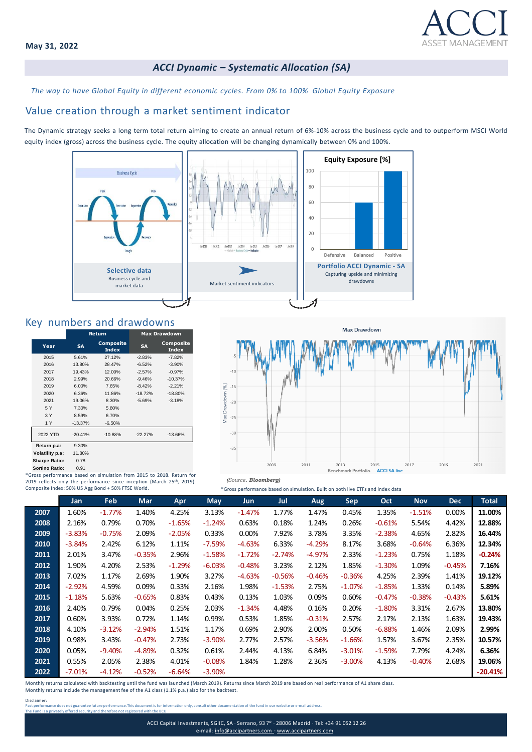May 31, 2022

# ACCI Dynamic – Systematic Allocation (SA)

*The way to have Global Equity in different economic cycles. From 0% to 100% Global Equity Exposure*

## Value creation through a market sentiment indicator

The Dynamic strategy seeks a long term total return aiming to create an annual return of 6%-10% across the business cycle and to outperform MSCI World equity index (gross) across the business cycle. The equity allocation will be changing dynamically between 0% and 100%.

Business Cycle

Peak
Peak
Expansion
Recession
Expansion
Recession
Depression
Recovery
Trough

Selective data
Business cycle and market data

Market sentiment indicators

Equity Exposure [%]

100
80
60
40
20
0
Defensive
Balanced
Positive

Portfolio ACCI Dynamic - SA
Capturing upside and minimizing drawdowns

## Key numbers and drawdowns

| Year | Return | | Max Drawdown | |
|---|---|---|---|---|
| | SA | Composite Index | SA | Composite Index |
| 2015 | 5.61% | 27.12% | -2.83% | -7.82% |
| 2016 | 13.80% | 28.47% | -6.52% | -3.90% |
| 2017 | 19.43% | 12.00% | -2.57% | -0.97% |
| 2018 | 2.99% | 20.66% | -9.46% | -10.37% |
| 2019 | 6.00% | 7.65% | -8.42% | -2.21% |
| 2020 | 6.36% | 11.86% | -18.72% | -18.80% |
| 2021 | 19.06% | 8.30% | -5.69% | -3.18% |
| 5 Y | 7.30% | 5.80% | | |
| 3 Y | 8.59% | 6.70% | | |
| 1 Y | -13.37% | -6.50% | | |
| 2022 YTD | -20.41% | -10.88% | -22.27% | -13.66% |
| Return p.a: | 9.30% | | | |
| Volatility p.a: | 11.80% | | | |
| Sharpe Ratio: | 0.78 | | | |
| Sortino Ratio: | 0.91 | | | |

*Gross performance based on simulation from 2015 to 2018. Return for 2019 reflects only the performance since inception (March 25th, 2019). Composite Index: 50% US Agg Bond + 50% FTSE World.

Max Drawdown

Max Drawdown [%]
5
-10
-15
-20
-25
-30
-35
2009
2011
2013
2015
2017
2019
2021
— Benchmark Portfolio — ACCI SA live

*(Source. Bloomberg)*

*Gross performance based on simulation. Built on both live ETFs and index data

| | Jan | Feb | Mar | Apr | May | Jun | Jul | Aug | Sep | Oct | Nov | Dec | Total |
|---|---|---|---|---|---|---|---|---|---|---|---|---|---|
| 2007 | 1.60% | -1.77% | 1.40% | 4.25% | 3.13% | -1.47% | 1.77% | 1.47% | 0.45% | 1.35% | -1.51% | 0.00% | 11.00% |
| 2008 | 2.16% | 0.79% | 0.70% | -1.65% | -1.24% | 0.63% | 0.18% | 1.24% | 0.26% | -0.61% | 5.54% | 4.42% | 12.88% |
| 2009 | -3.83% | -0.75% | 2.09% | -2.05% | 0.33% | 0.00% | 7.92% | 3.78% | 3.35% | -2.38% | 4.65% | 2.82% | 16.44% |
| 2010 | -3.84% | 2.42% | 6.12% | 1.11% | -7.59% | -4.63% | 6.33% | -4.29% | 8.17% | 3.68% | -0.64% | 6.36% | 12.34% |
| 2011 | 2.01% | 3.47% | -0.35% | 2.96% | -1.58% | -1.72% | -2.74% | -4.97% | 2.33% | -1.23% | 0.75% | 1.18% | -0.24% |
| 2012 | 1.90% | 4.20% | 2.53% | -1.29% | -6.03% | -0.48% | 3.23% | 2.12% | 1.85% | -1.30% | 1.09% | -0.45% | 7.16% |
| 2013 | 7.02% | 1.17% | 2.69% | 1.90% | 3.27% | -4.63% | -0.56% | -0.46% | -0.36% | 4.25% | 2.39% | 1.41% | 19.12% |
| 2014 | -2.92% | 4.59% | 0.09% | 0.33% | 2.16% | 1.98% | -1.53% | 2.75% | -1.07% | -1.85% | 1.33% | 0.14% | 5.89% |
| 2015 | -1.18% | 5.63% | -0.65% | 0.83% | 0.43% | 0.13% | 1.03% | 0.09% | 0.60% | -0.47% | -0.38% | -0.43% | 5.61% |
| 2016 | 2.40% | 0.79% | 0.04% | 0.25% | 2.03% | -1.34% | 4.48% | 0.16% | 0.20% | -1.80% | 3.31% | 2.67% | 13.80% |
| 2017 | 0.60% | 3.93% | 0.72% | 1.14% | 0.99% | 0.53% | 1.85% | -0.31% | 2.57% | 2.17% | 2.13% | 1.63% | 19.43% |
| 2018 | 4.10% | -3.12% | -2.94% | 1.51% | 1.17% | 0.69% | 2.90% | 2.00% | 0.50% | -6.88% | 1.46% | 2.09% | 2.99% |
| 2019 | 0.98% | 3.43% | -0.47% | 2.73% | -3.90% | 2.77% | 2.57% | -3.56% | -1.66% | 1.57% | 3.67% | 2.35% | 10.57% |
| 2020 | 0.05% | -9.40% | -4.89% | 0.32% | 0.61% | 2.44% | 4.13% | 6.84% | -3.01% | -1.59% | 7.79% | 4.24% | 6.36% |
| 2021 | 0.55% | 2.05% | 2.38% | 4.01% | -0.08% | 1.84% | 1.28% | 2.36% | -3.00% | 4.13% | -0.40% | 2.68% | 19.06% |
| 2022 | -7.01% | -4.12% | -0.52% | -6.64% | -3.90% | | | | | | | | -20.41% |

Monthly returns calculated with backtesting until the fund was launched (March 2019). Returns since March 2019 are based on real performance of A1 share class.
Monthly returns include the management fee of the A1 class (1.1% p.a.) also for the backtest.

Disclaimer:
Past performance does not guarantee future performance.This document is for information only, consult other documentation of the fund in our website or e-mail address.
The Fund is a privately offered security and therefore not registered with the BCU

ACCI Capital Investments, SGIIC, SA · Serrano, 93 7º · 28006 Madrid · Tel: +34 91 052 12 26
e-mail: info@accipartners.com · www.accipartners.com